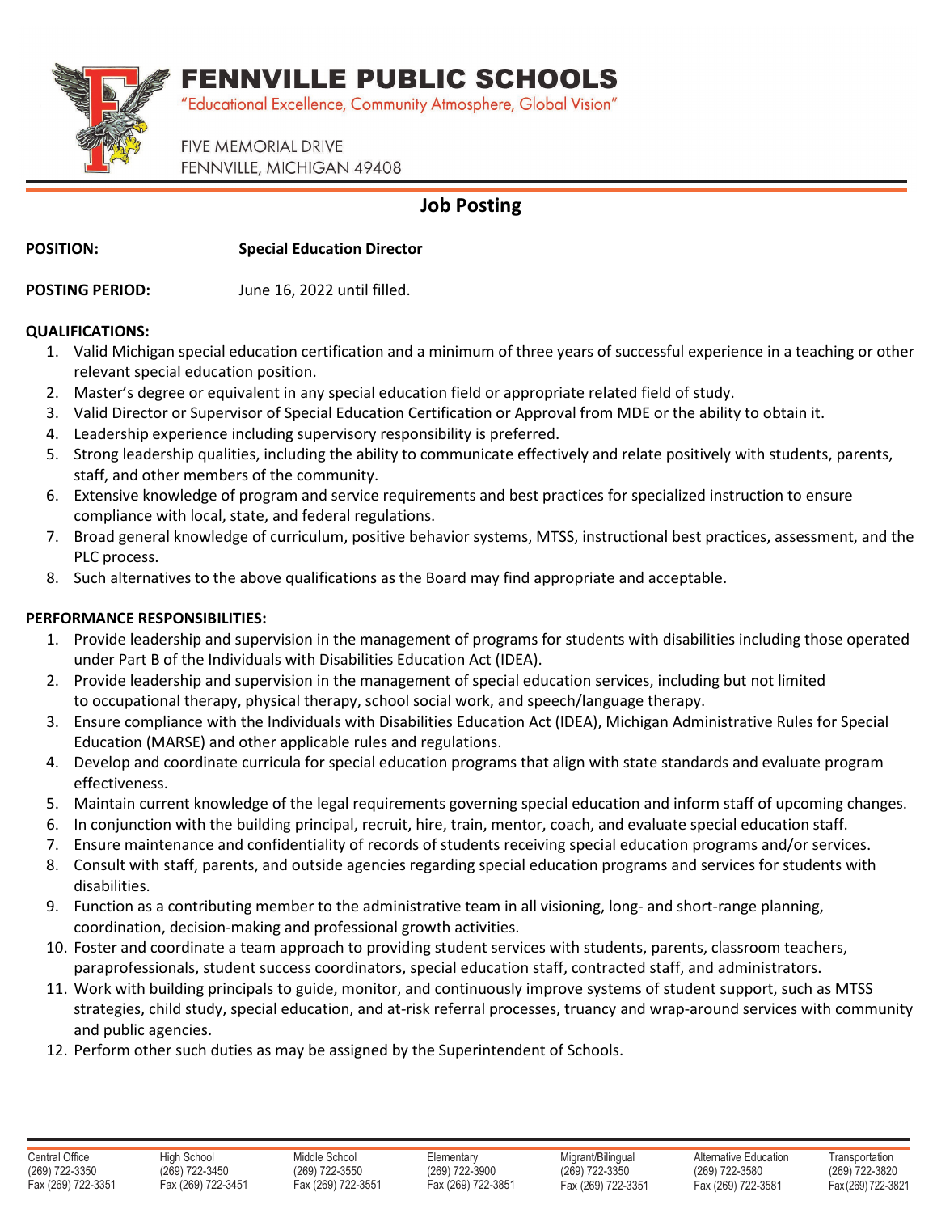# FENNVILLE PUBLIC SCHOOLS

"Educational Excellence, Community Atmosphere, Global Vision"

FIVE MEMORIAL DRIVE
FENNVILLE, MICHIGAN 49408

## Job Posting

**POSITION:** **Special Education Director**

**POSTING PERIOD:** June 16, 2022 until filled.

**QUALIFICATIONS:**

1. Valid Michigan special education certification and a minimum of three years of successful experience in a teaching or other relevant special education position.
2. Master's degree or equivalent in any special education field or appropriate related field of study.
3. Valid Director or Supervisor of Special Education Certification or Approval from MDE or the ability to obtain it.
4. Leadership experience including supervisory responsibility is preferred.
5. Strong leadership qualities, including the ability to communicate effectively and relate positively with students, parents, staff, and other members of the community.
6. Extensive knowledge of program and service requirements and best practices for specialized instruction to ensure compliance with local, state, and federal regulations.
7. Broad general knowledge of curriculum, positive behavior systems, MTSS, instructional best practices, assessment, and the PLC process.
8. Such alternatives to the above qualifications as the Board may find appropriate and acceptable.

**PERFORMANCE RESPONSIBILITIES:**

1. Provide leadership and supervision in the management of programs for students with disabilities including those operated under Part B of the Individuals with Disabilities Education Act (IDEA).
2. Provide leadership and supervision in the management of special education services, including but not limited to occupational therapy, physical therapy, school social work, and speech/language therapy.
3. Ensure compliance with the Individuals with Disabilities Education Act (IDEA), Michigan Administrative Rules for Special Education (MARSE) and other applicable rules and regulations.
4. Develop and coordinate curricula for special education programs that align with state standards and evaluate program effectiveness.
5. Maintain current knowledge of the legal requirements governing special education and inform staff of upcoming changes.
6. In conjunction with the building principal, recruit, hire, train, mentor, coach, and evaluate special education staff.
7. Ensure maintenance and confidentiality of records of students receiving special education programs and/or services.
8. Consult with staff, parents, and outside agencies regarding special education programs and services for students with disabilities.
9. Function as a contributing member to the administrative team in all visioning, long- and short-range planning, coordination, decision-making and professional growth activities.
10. Foster and coordinate a team approach to providing student services with students, parents, classroom teachers, paraprofessionals, student success coordinators, special education staff, contracted staff, and administrators.
11. Work with building principals to guide, monitor, and continuously improve systems of student support, such as MTSS strategies, child study, special education, and at-risk referral processes, truancy and wrap-around services with community and public agencies.
12. Perform other such duties as may be assigned by the Superintendent of Schools.

| Central Office | High School | Middle School | Elementary | Migrant/Bilingual | Alternative Education | Transportation |
|---|---|---|---|---|---|---|
| (269) 722-3350 | (269) 722-3450 | (269) 722-3550 | (269) 722-3900 | (269) 722-3350 | (269) 722-3580 | (269) 722-3820 |
| Fax (269) 722-3351 | Fax (269) 722-3451 | Fax (269) 722-3551 | Fax (269) 722-3851 | Fax (269) 722-3351 | Fax (269) 722-3581 | Fax (269) 722-3821 |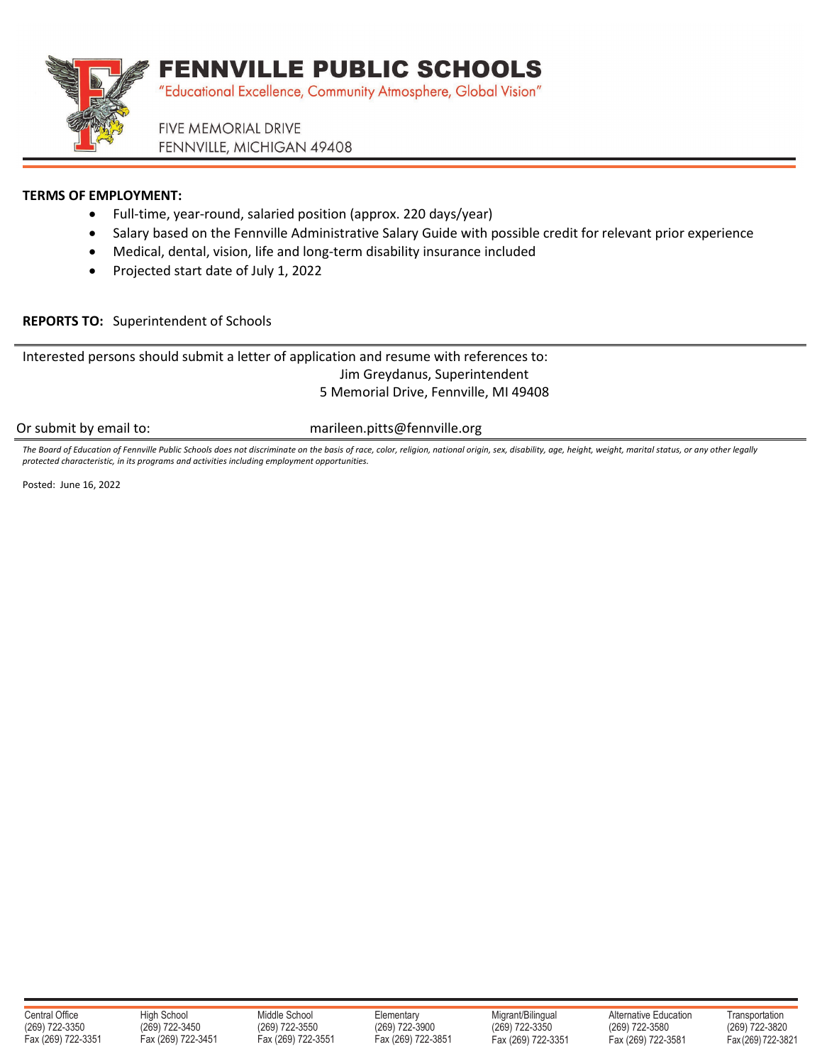# FENNVILLE PUBLIC SCHOOLS

"Educational Excellence, Community Atmosphere, Global Vision"

FIVE MEMORIAL DRIVE
FENNVILLE, MICHIGAN 49408

**TERMS OF EMPLOYMENT:**

- Full-time, year-round, salaried position (approx. 220 days/year)
- Salary based on the Fennville Administrative Salary Guide with possible credit for relevant prior experience
- Medical, dental, vision, life and long-term disability insurance included
- Projected start date of July 1, 2022

**REPORTS TO:** Superintendent of Schools

Interested persons should submit a letter of application and resume with references to:

Jim Greydanus, Superintendent
5 Memorial Drive, Fennville, MI 49408

Or submit by email to: marileen.pitts@fennville.org

*The Board of Education of Fennville Public Schools does not discriminate on the basis of race, color, religion, national origin, sex, disability, age, height, weight, marital status, or any other legally protected characteristic, in its programs and activities including employment opportunities.*

Posted: June 16, 2022

| Central Office | High School | Middle School | Elementary | Migrant/Bilingual | Alternative Education | Transportation |
|---|---|---|---|---|---|---|
| (269) 722-3350 | (269) 722-3450 | (269) 722-3550 | (269) 722-3900 | (269) 722-3350 | (269) 722-3580 | (269) 722-3820 |
| Fax (269) 722-3351 | Fax (269) 722-3451 | Fax (269) 722-3551 | Fax (269) 722-3851 | Fax (269) 722-3351 | Fax (269) 722-3581 | Fax (269) 722-3821 |